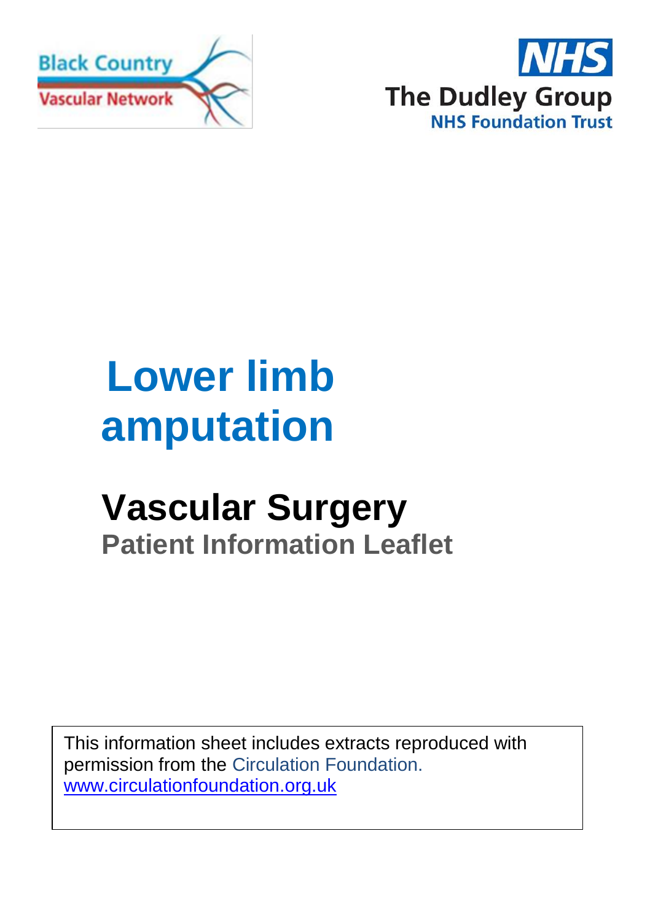Black Country Vascular Network

NHS
The Dudley Group
NHS Foundation Trust

# Lower limb amputation

## Vascular Surgery

### Patient Information Leaflet

This information sheet includes extracts reproduced with permission from the Circulation Foundation.
www.circulationfoundation.org.uk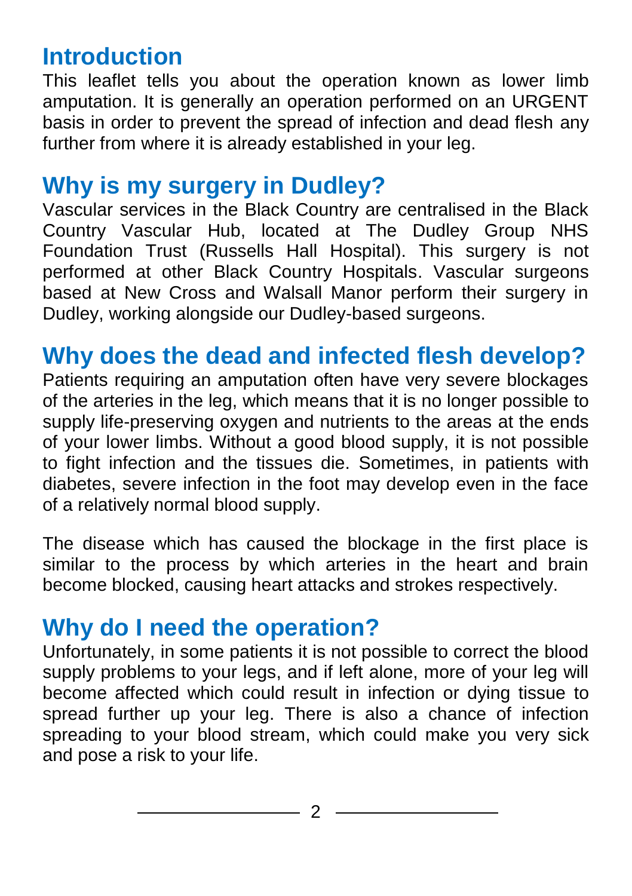## Introduction

This leaflet tells you about the operation known as lower limb amputation. It is generally an operation performed on an URGENT basis in order to prevent the spread of infection and dead flesh any further from where it is already established in your leg.

## Why is my surgery in Dudley?

Vascular services in the Black Country are centralised in the Black Country Vascular Hub, located at The Dudley Group NHS Foundation Trust (Russells Hall Hospital). This surgery is not performed at other Black Country Hospitals. Vascular surgeons based at New Cross and Walsall Manor perform their surgery in Dudley, working alongside our Dudley-based surgeons.

## Why does the dead and infected flesh develop?

Patients requiring an amputation often have very severe blockages of the arteries in the leg, which means that it is no longer possible to supply life-preserving oxygen and nutrients to the areas at the ends of your lower limbs. Without a good blood supply, it is not possible to fight infection and the tissues die. Sometimes, in patients with diabetes, severe infection in the foot may develop even in the face of a relatively normal blood supply.

The disease which has caused the blockage in the first place is similar to the process by which arteries in the heart and brain become blocked, causing heart attacks and strokes respectively.

## Why do I need the operation?

Unfortunately, in some patients it is not possible to correct the blood supply problems to your legs, and if left alone, more of your leg will become affected which could result in infection or dying tissue to spread further up your leg. There is also a chance of infection spreading to your blood stream, which could make you very sick and pose a risk to your life.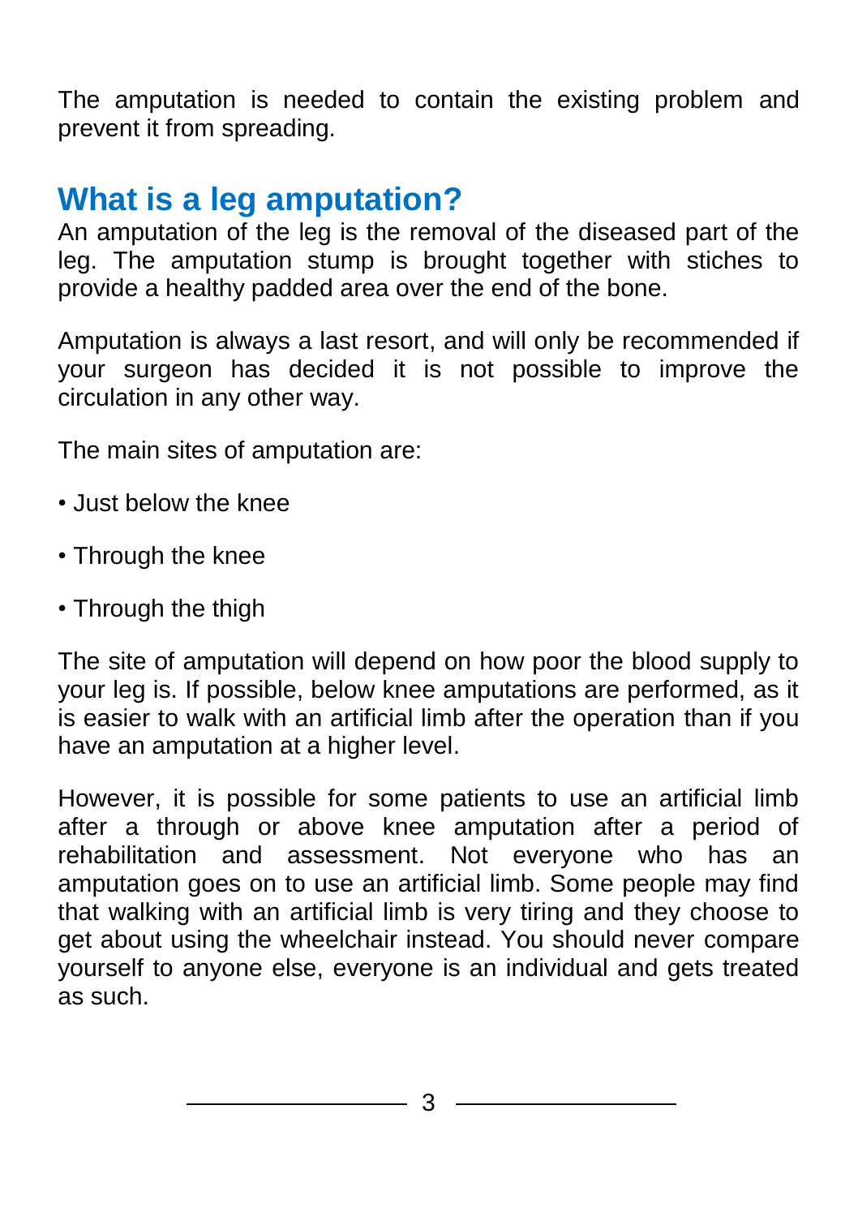The amputation is needed to contain the existing problem and prevent it from spreading.

## What is a leg amputation?

An amputation of the leg is the removal of the diseased part of the leg. The amputation stump is brought together with stiches to provide a healthy padded area over the end of the bone.

Amputation is always a last resort, and will only be recommended if your surgeon has decided it is not possible to improve the circulation in any other way.

The main sites of amputation are:

- Just below the knee
- Through the knee
- Through the thigh

The site of amputation will depend on how poor the blood supply to your leg is. If possible, below knee amputations are performed, as it is easier to walk with an artificial limb after the operation than if you have an amputation at a higher level.

However, it is possible for some patients to use an artificial limb after a through or above knee amputation after a period of rehabilitation and assessment. Not everyone who has an amputation goes on to use an artificial limb. Some people may find that walking with an artificial limb is very tiring and they choose to get about using the wheelchair instead. You should never compare yourself to anyone else, everyone is an individual and gets treated as such.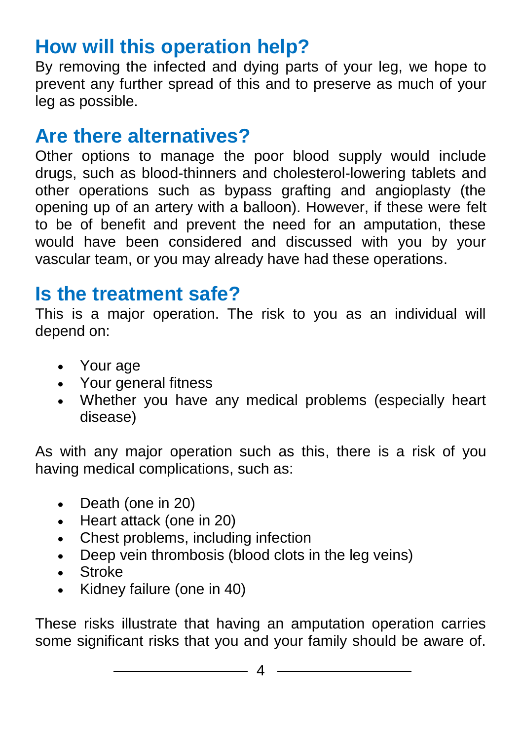## How will this operation help?

By removing the infected and dying parts of your leg, we hope to prevent any further spread of this and to preserve as much of your leg as possible.

## Are there alternatives?

Other options to manage the poor blood supply would include drugs, such as blood-thinners and cholesterol-lowering tablets and other operations such as bypass grafting and angioplasty (the opening up of an artery with a balloon). However, if these were felt to be of benefit and prevent the need for an amputation, these would have been considered and discussed with you by your vascular team, or you may already have had these operations.

## Is the treatment safe?

This is a major operation. The risk to you as an individual will depend on:

- Your age
- Your general fitness
- Whether you have any medical problems (especially heart disease)

As with any major operation such as this, there is a risk of you having medical complications, such as:

- Death (one in 20)
- Heart attack (one in 20)
- Chest problems, including infection
- Deep vein thrombosis (blood clots in the leg veins)
- Stroke
- Kidney failure (one in 40)

These risks illustrate that having an amputation operation carries some significant risks that you and your family should be aware of.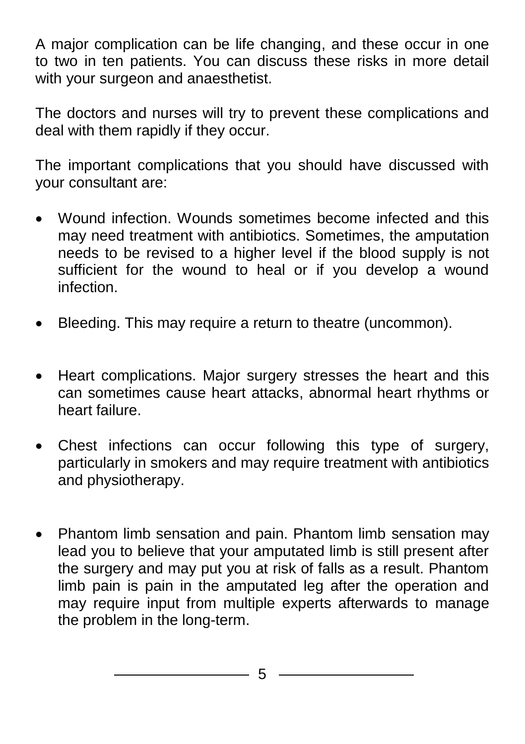A major complication can be life changing, and these occur in one to two in ten patients. You can discuss these risks in more detail with your surgeon and anaesthetist.

The doctors and nurses will try to prevent these complications and deal with them rapidly if they occur.

The important complications that you should have discussed with your consultant are:

- Wound infection. Wounds sometimes become infected and this may need treatment with antibiotics. Sometimes, the amputation needs to be revised to a higher level if the blood supply is not sufficient for the wound to heal or if you develop a wound infection.
- Bleeding. This may require a return to theatre (uncommon).
- Heart complications. Major surgery stresses the heart and this can sometimes cause heart attacks, abnormal heart rhythms or heart failure.
- Chest infections can occur following this type of surgery, particularly in smokers and may require treatment with antibiotics and physiotherapy.
- Phantom limb sensation and pain. Phantom limb sensation may lead you to believe that your amputated limb is still present after the surgery and may put you at risk of falls as a result. Phantom limb pain is pain in the amputated leg after the operation and may require input from multiple experts afterwards to manage the problem in the long-term.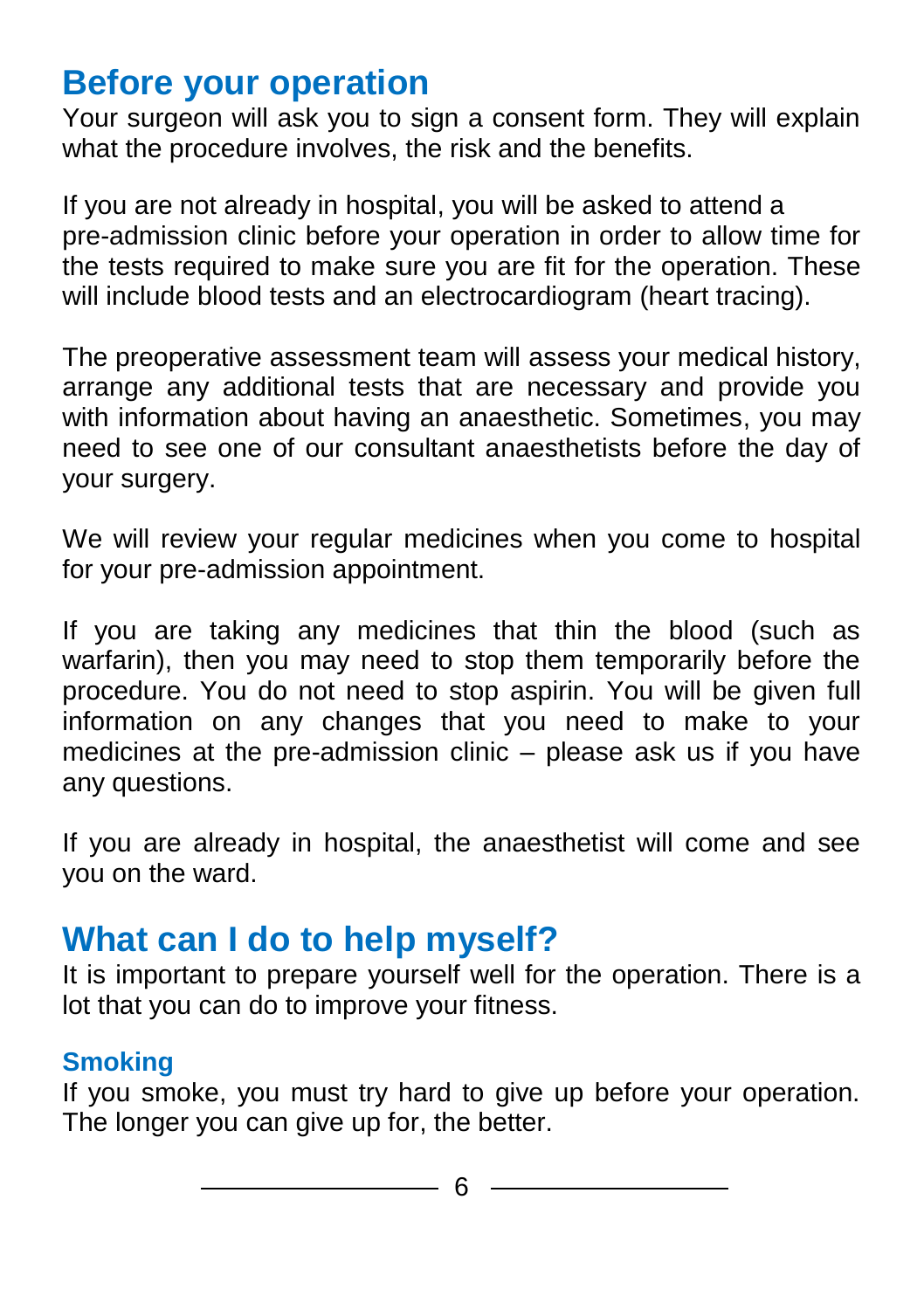## Before your operation

Your surgeon will ask you to sign a consent form. They will explain what the procedure involves, the risk and the benefits.

If you are not already in hospital, you will be asked to attend a pre-admission clinic before your operation in order to allow time for the tests required to make sure you are fit for the operation. These will include blood tests and an electrocardiogram (heart tracing).

The preoperative assessment team will assess your medical history, arrange any additional tests that are necessary and provide you with information about having an anaesthetic. Sometimes, you may need to see one of our consultant anaesthetists before the day of your surgery.

We will review your regular medicines when you come to hospital for your pre-admission appointment.

If you are taking any medicines that thin the blood (such as warfarin), then you may need to stop them temporarily before the procedure. You do not need to stop aspirin. You will be given full information on any changes that you need to make to your medicines at the pre-admission clinic – please ask us if you have any questions.

If you are already in hospital, the anaesthetist will come and see you on the ward.

## What can I do to help myself?

It is important to prepare yourself well for the operation. There is a lot that you can do to improve your fitness.

### Smoking

If you smoke, you must try hard to give up before your operation. The longer you can give up for, the better.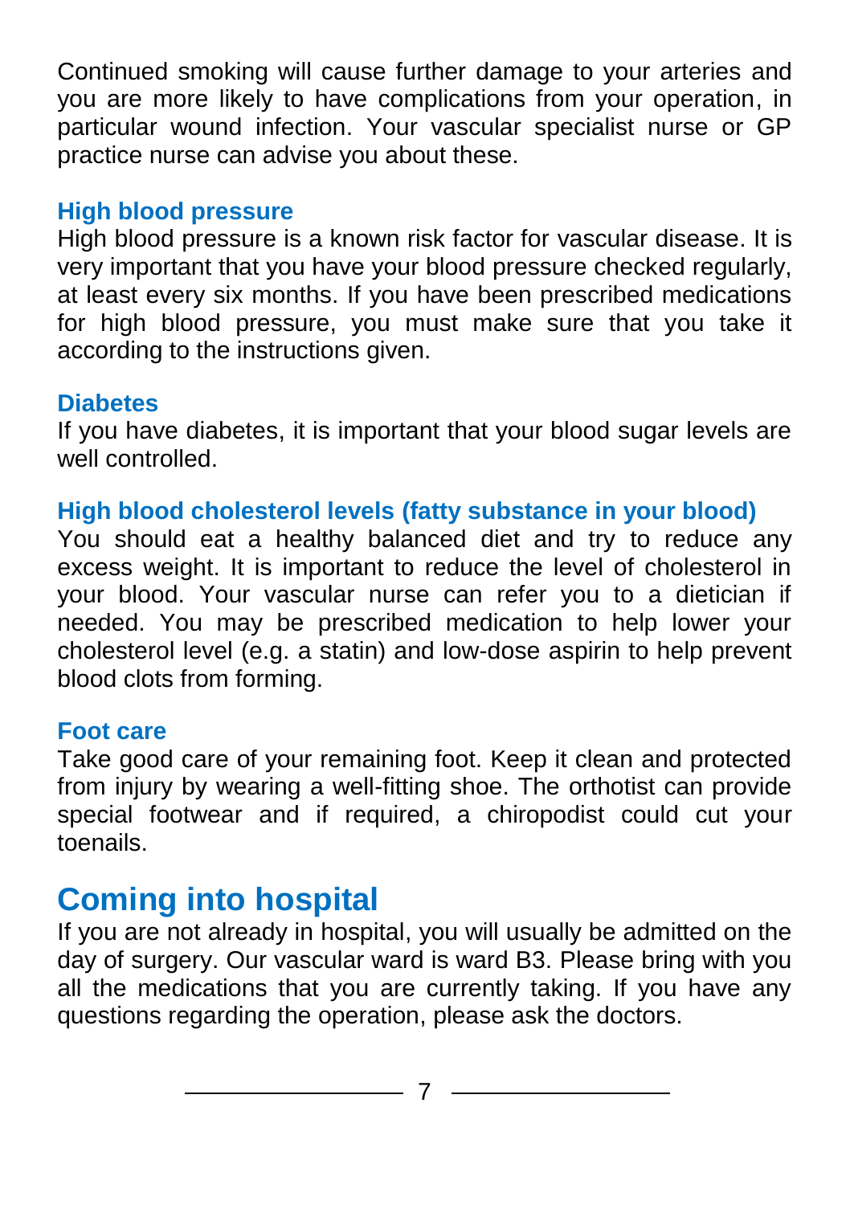Continued smoking will cause further damage to your arteries and you are more likely to have complications from your operation, in particular wound infection. Your vascular specialist nurse or GP practice nurse can advise you about these.

### High blood pressure

High blood pressure is a known risk factor for vascular disease. It is very important that you have your blood pressure checked regularly, at least every six months. If you have been prescribed medications for high blood pressure, you must make sure that you take it according to the instructions given.

### Diabetes

If you have diabetes, it is important that your blood sugar levels are well controlled.

### High blood cholesterol levels (fatty substance in your blood)

You should eat a healthy balanced diet and try to reduce any excess weight. It is important to reduce the level of cholesterol in your blood. Your vascular nurse can refer you to a dietician if needed. You may be prescribed medication to help lower your cholesterol level (e.g. a statin) and low-dose aspirin to help prevent blood clots from forming.

### Foot care

Take good care of your remaining foot. Keep it clean and protected from injury by wearing a well-fitting shoe. The orthotist can provide special footwear and if required, a chiropodist could cut your toenails.

## Coming into hospital

If you are not already in hospital, you will usually be admitted on the day of surgery. Our vascular ward is ward B3. Please bring with you all the medications that you are currently taking. If you have any questions regarding the operation, please ask the doctors.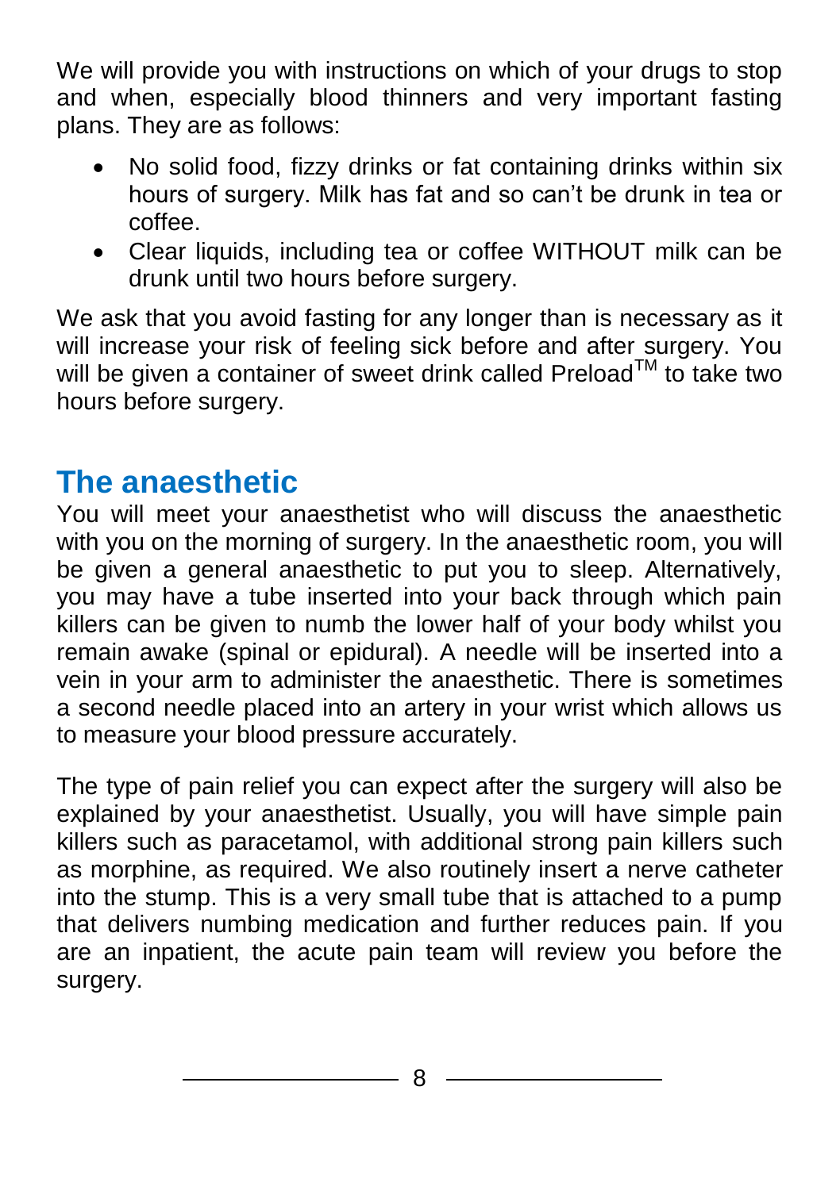We will provide you with instructions on which of your drugs to stop and when, especially blood thinners and very important fasting plans. They are as follows:

- No solid food, fizzy drinks or fat containing drinks within six hours of surgery. Milk has fat and so can't be drunk in tea or coffee.
- Clear liquids, including tea or coffee WITHOUT milk can be drunk until two hours before surgery.

We ask that you avoid fasting for any longer than is necessary as it will increase your risk of feeling sick before and after surgery. You will be given a container of sweet drink called Preload™ to take two hours before surgery.

## The anaesthetic

You will meet your anaesthetist who will discuss the anaesthetic with you on the morning of surgery. In the anaesthetic room, you will be given a general anaesthetic to put you to sleep. Alternatively, you may have a tube inserted into your back through which pain killers can be given to numb the lower half of your body whilst you remain awake (spinal or epidural). A needle will be inserted into a vein in your arm to administer the anaesthetic. There is sometimes a second needle placed into an artery in your wrist which allows us to measure your blood pressure accurately.

The type of pain relief you can expect after the surgery will also be explained by your anaesthetist. Usually, you will have simple pain killers such as paracetamol, with additional strong pain killers such as morphine, as required. We also routinely insert a nerve catheter into the stump. This is a very small tube that is attached to a pump that delivers numbing medication and further reduces pain. If you are an inpatient, the acute pain team will review you before the surgery.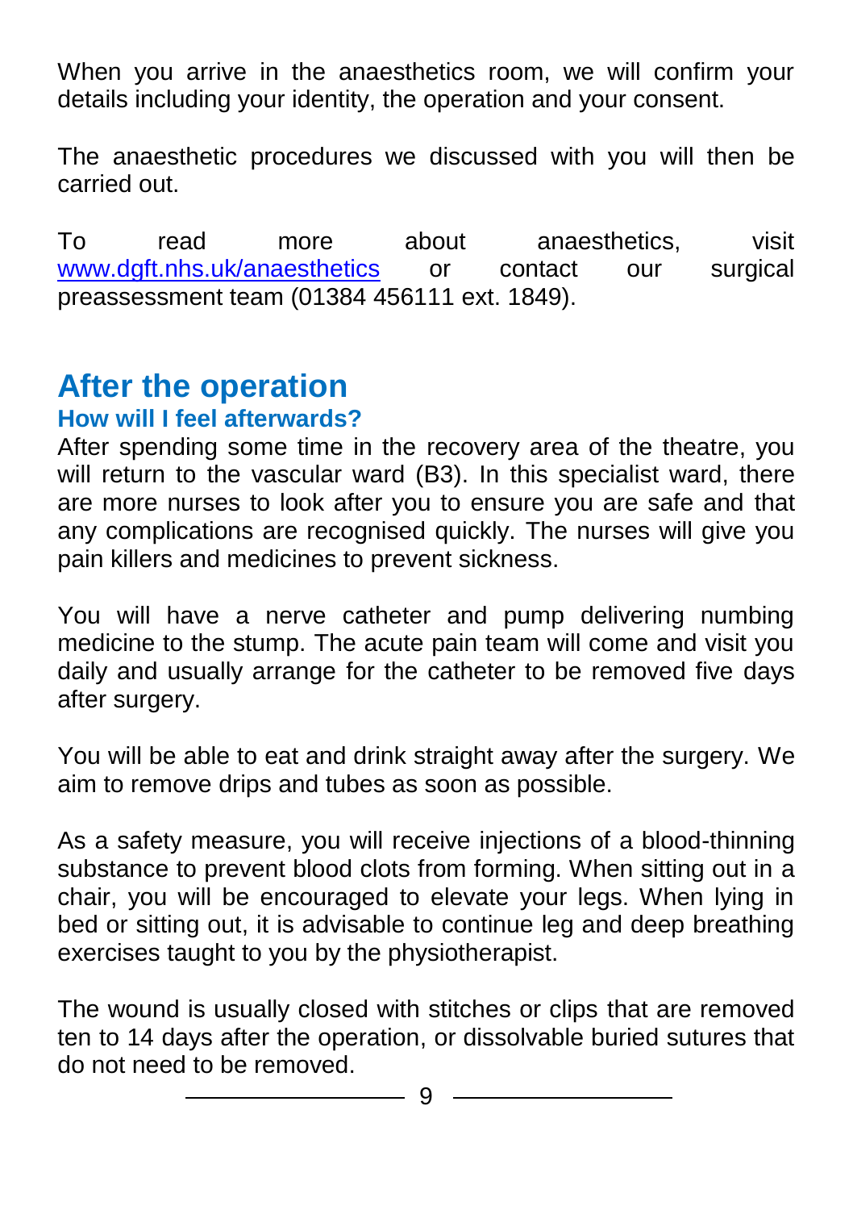When you arrive in the anaesthetics room, we will confirm your details including your identity, the operation and your consent.

The anaesthetic procedures we discussed with you will then be carried out.

To read more about anaesthetics, visit [www.dgft.nhs.uk/anaesthetics](http://www.dgft.nhs.uk/anaesthetics) or contact our surgical preassessment team (01384 456111 ext. 1849).

## After the operation

### How will I feel afterwards?

After spending some time in the recovery area of the theatre, you will return to the vascular ward (B3). In this specialist ward, there are more nurses to look after you to ensure you are safe and that any complications are recognised quickly. The nurses will give you pain killers and medicines to prevent sickness.

You will have a nerve catheter and pump delivering numbing medicine to the stump. The acute pain team will come and visit you daily and usually arrange for the catheter to be removed five days after surgery.

You will be able to eat and drink straight away after the surgery. We aim to remove drips and tubes as soon as possible.

As a safety measure, you will receive injections of a blood-thinning substance to prevent blood clots from forming. When sitting out in a chair, you will be encouraged to elevate your legs. When lying in bed or sitting out, it is advisable to continue leg and deep breathing exercises taught to you by the physiotherapist.

The wound is usually closed with stitches or clips that are removed ten to 14 days after the operation, or dissolvable buried sutures that do not need to be removed.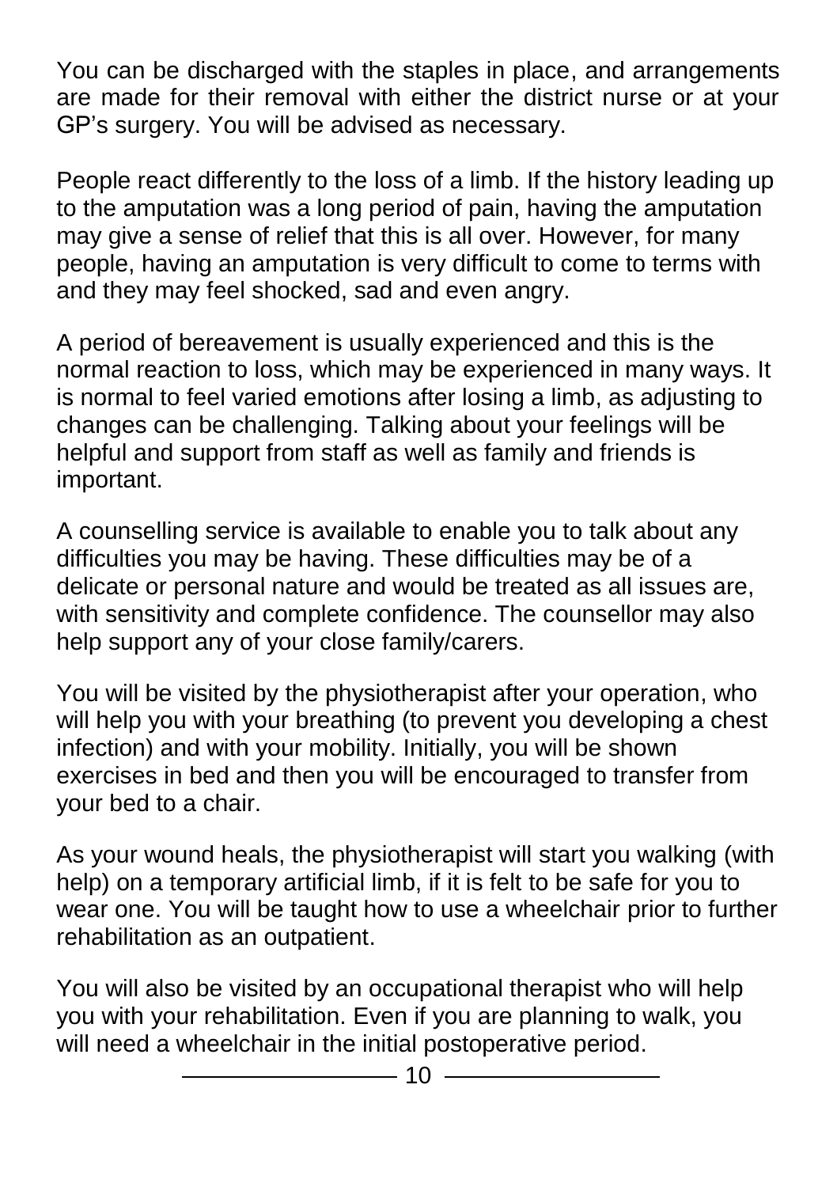You can be discharged with the staples in place, and arrangements are made for their removal with either the district nurse or at your GP's surgery. You will be advised as necessary.

People react differently to the loss of a limb. If the history leading up to the amputation was a long period of pain, having the amputation may give a sense of relief that this is all over. However, for many people, having an amputation is very difficult to come to terms with and they may feel shocked, sad and even angry.

A period of bereavement is usually experienced and this is the normal reaction to loss, which may be experienced in many ways. It is normal to feel varied emotions after losing a limb, as adjusting to changes can be challenging. Talking about your feelings will be helpful and support from staff as well as family and friends is important.

A counselling service is available to enable you to talk about any difficulties you may be having. These difficulties may be of a delicate or personal nature and would be treated as all issues are, with sensitivity and complete confidence. The counsellor may also help support any of your close family/carers.

You will be visited by the physiotherapist after your operation, who will help you with your breathing (to prevent you developing a chest infection) and with your mobility. Initially, you will be shown exercises in bed and then you will be encouraged to transfer from your bed to a chair.

As your wound heals, the physiotherapist will start you walking (with help) on a temporary artificial limb, if it is felt to be safe for you to wear one. You will be taught how to use a wheelchair prior to further rehabilitation as an outpatient.

You will also be visited by an occupational therapist who will help you with your rehabilitation. Even if you are planning to walk, you will need a wheelchair in the initial postoperative period.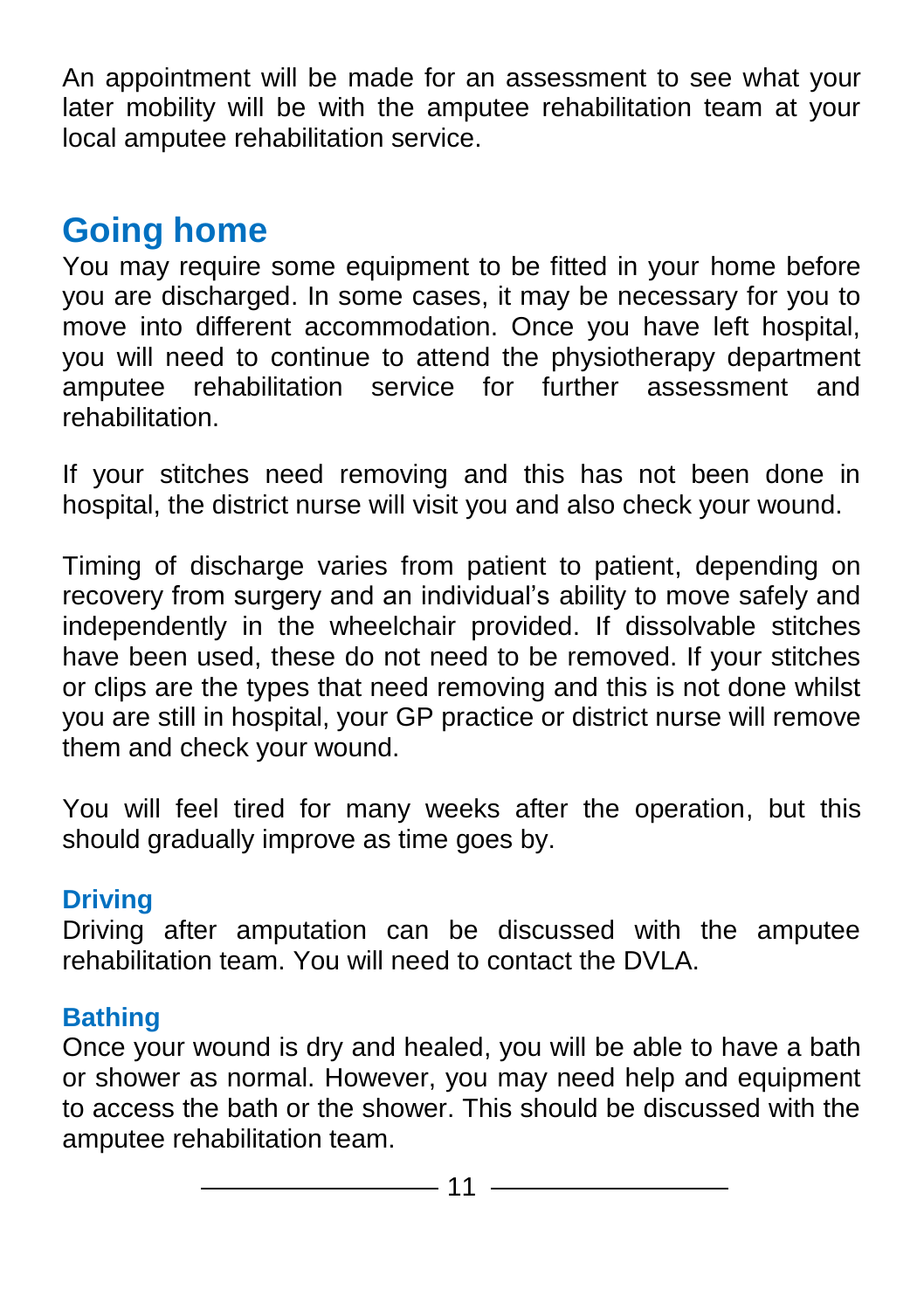An appointment will be made for an assessment to see what your later mobility will be with the amputee rehabilitation team at your local amputee rehabilitation service.

## Going home

You may require some equipment to be fitted in your home before you are discharged. In some cases, it may be necessary for you to move into different accommodation. Once you have left hospital, you will need to continue to attend the physiotherapy department amputee rehabilitation service for further assessment and rehabilitation.

If your stitches need removing and this has not been done in hospital, the district nurse will visit you and also check your wound.

Timing of discharge varies from patient to patient, depending on recovery from surgery and an individual's ability to move safely and independently in the wheelchair provided. If dissolvable stitches have been used, these do not need to be removed. If your stitches or clips are the types that need removing and this is not done whilst you are still in hospital, your GP practice or district nurse will remove them and check your wound.

You will feel tired for many weeks after the operation, but this should gradually improve as time goes by.

### Driving

Driving after amputation can be discussed with the amputee rehabilitation team. You will need to contact the DVLA.

### Bathing

Once your wound is dry and healed, you will be able to have a bath or shower as normal. However, you may need help and equipment to access the bath or the shower. This should be discussed with the amputee rehabilitation team.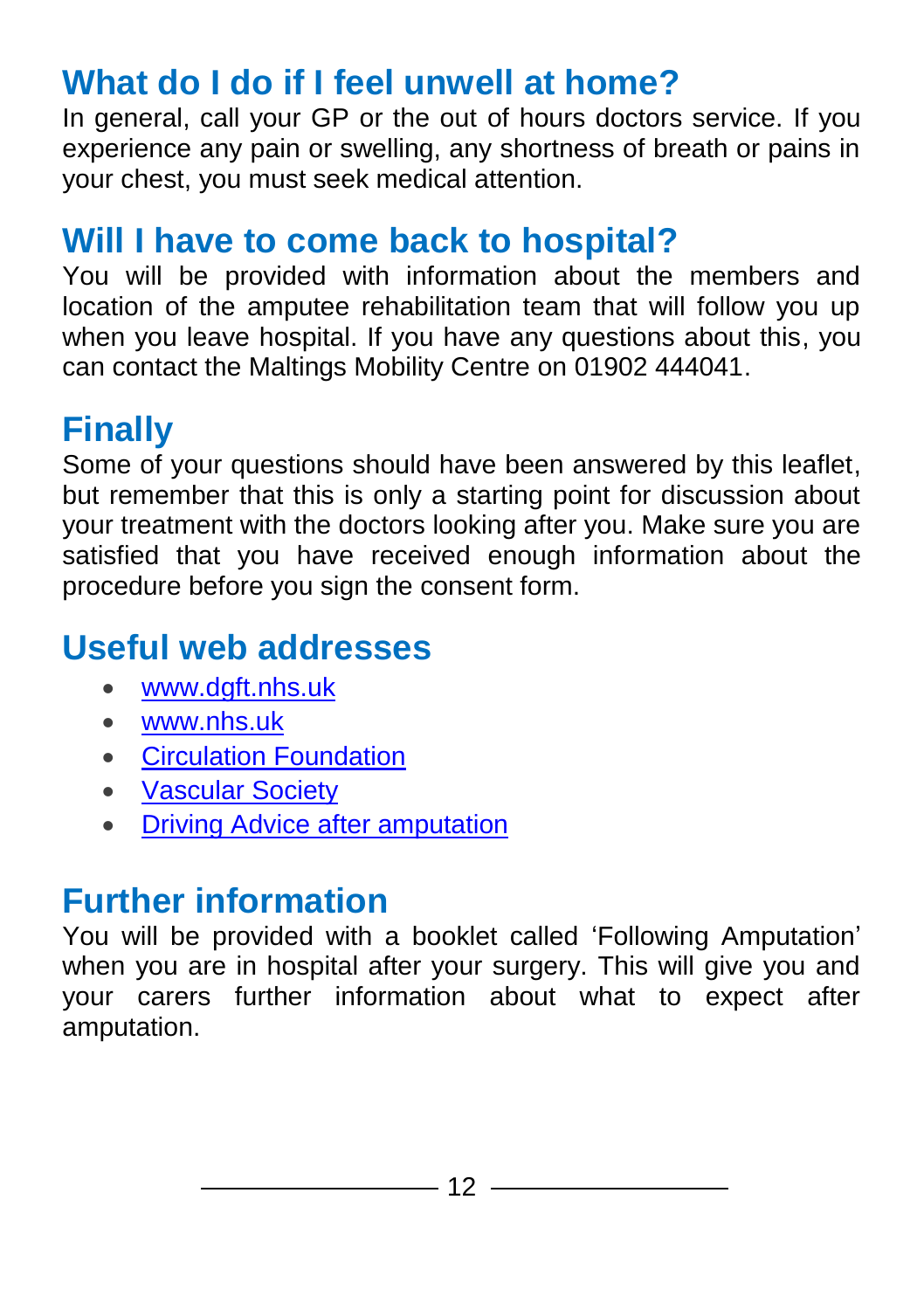## What do I do if I feel unwell at home?

In general, call your GP or the out of hours doctors service. If you experience any pain or swelling, any shortness of breath or pains in your chest, you must seek medical attention.

## Will I have to come back to hospital?

You will be provided with information about the members and location of the amputee rehabilitation team that will follow you up when you leave hospital. If you have any questions about this, you can contact the Maltings Mobility Centre on 01902 444041.

## Finally

Some of your questions should have been answered by this leaflet, but remember that this is only a starting point for discussion about your treatment with the doctors looking after you. Make sure you are satisfied that you have received enough information about the procedure before you sign the consent form.

## Useful web addresses

- www.dgft.nhs.uk
- www.nhs.uk
- Circulation Foundation
- Vascular Society
- Driving Advice after amputation

## Further information

You will be provided with a booklet called 'Following Amputation' when you are in hospital after your surgery. This will give you and your carers further information about what to expect after amputation.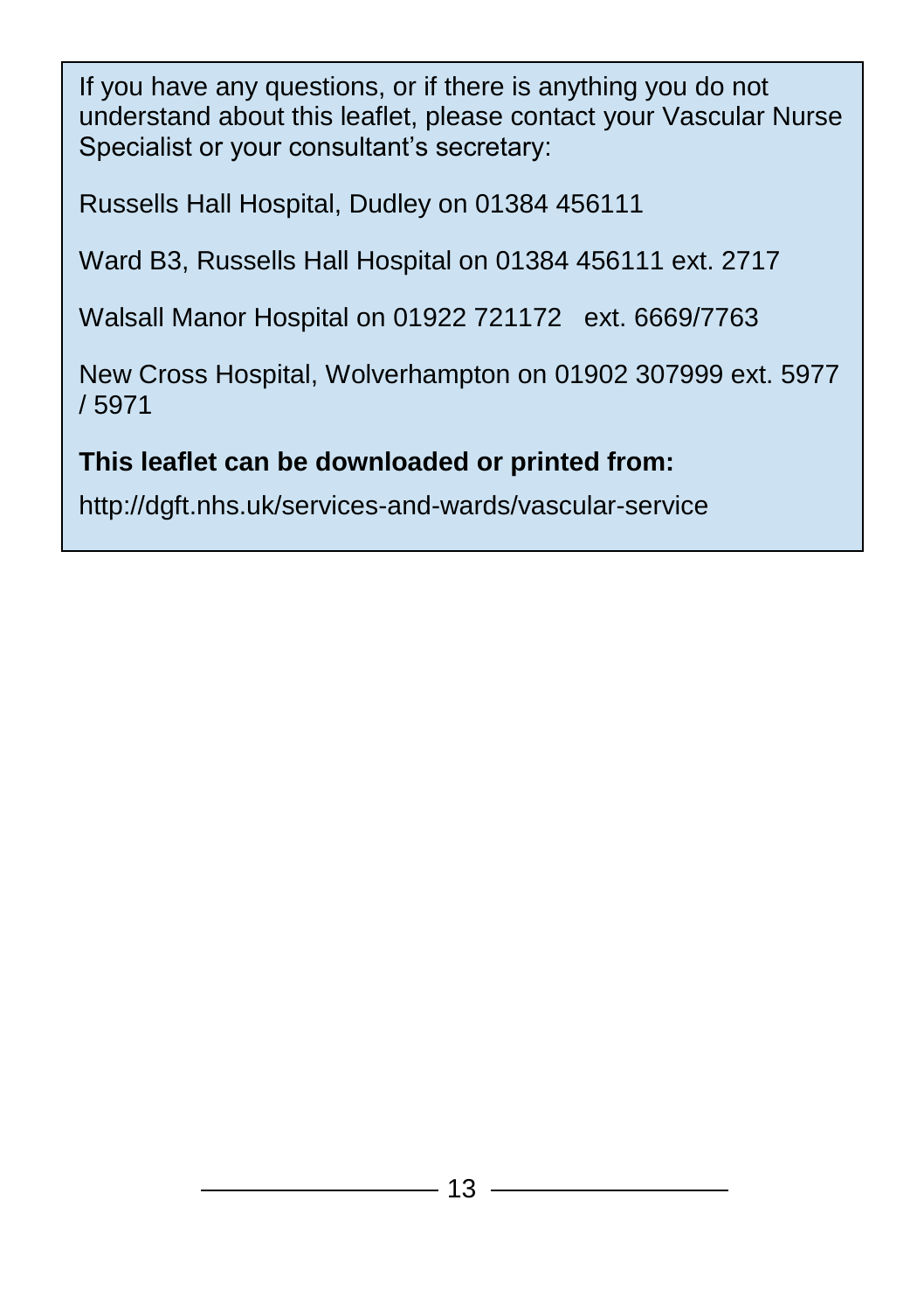If you have any questions, or if there is anything you do not understand about this leaflet, please contact your Vascular Nurse Specialist or your consultant's secretary:

Russells Hall Hospital, Dudley on 01384 456111

Ward B3, Russells Hall Hospital on 01384 456111 ext. 2717

Walsall Manor Hospital on 01922 721172 ext. 6669/7763

New Cross Hospital, Wolverhampton on 01902 307999 ext. 5977 / 5971

**This leaflet can be downloaded or printed from:**

http://dgft.nhs.uk/services-and-wards/vascular-service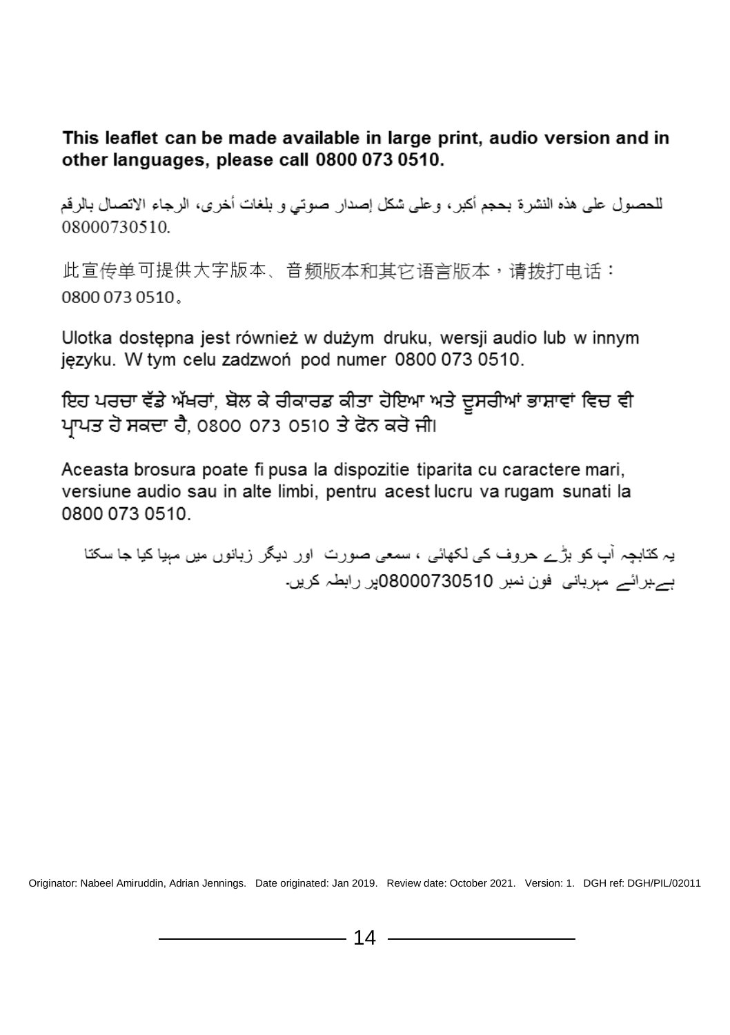**This leaflet can be made available in large print, audio version and in other languages, please call 0800 073 0510.**

للحصول على هذه النشرة بحجم أكبر، وعلى شكل إصدار صوتي و بلغات أخرى، الرجاء الاتصال بالرقم 08000730510.

此宣传单可提供大字版本、音频版本和其它语言版本，请拨打电话：0800 073 0510。

Ulotka dostępna jest również w dużym druku, wersji audio lub w innym języku. W tym celu zadzwoń pod numer 0800 073 0510.

ਇਹ ਪਰਚਾ ਵੱਡੇ ਅੱਖਰਾਂ, ਬੋਲ ਕੇ ਰੀਕਾਰਡ ਕੀਤਾ ਹੋਇਆ ਅਤੇ ਦੂਸਰੀਆਂ ਭਾਸ਼ਾਵਾਂ ਵਿਚ ਵੀ ਪ੍ਰਾਪਤ ਹੋ ਸਕਦਾ ਹੈ, 0800 073 0510 ਤੇ ਫੋਨ ਕਰੋ ਜੀ।

Aceasta brosura poate fi pusa la dispozitie tiparita cu caractere mari, versiune audio sau in alte limbi, pentru acest lucru va rugam sunati la 0800 073 0510.

یہ کتابچہ آپ کو بڑے حروف کی لکھائی ، سمعی صورت اور دیگر زبانوں میں مہیا کیا جا سکتا ہے۔برائے مہربانی فون نمبر 08000730510پر رابطہ کریں۔

Originator: Nabeel Amiruddin, Adrian Jennings. Date originated: Jan 2019. Review date: October 2021. Version: 1. DGH ref: DGH/PIL/02011